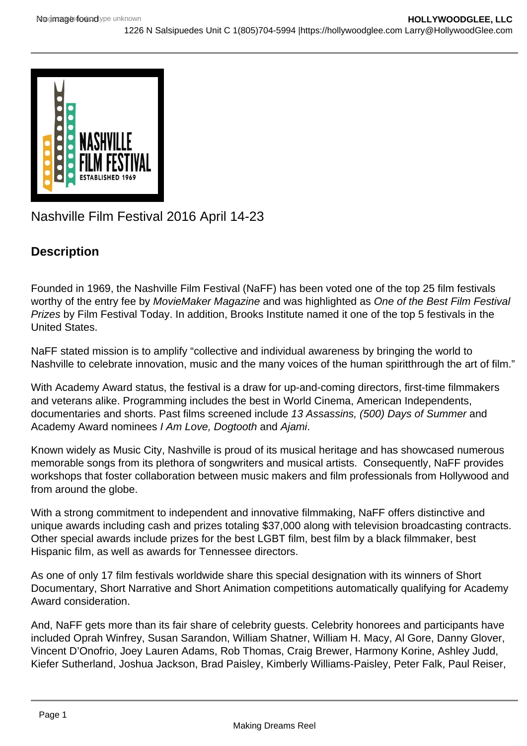Nashville Film Festival 2016 April 14-23

## Description

Founded in 1969, the Nashville Film Festival (NaFF) has been voted one of the top 25 film festivals worthy of the entry fee by *MovieMaker Magazine* and was highlighted as *One of the Best Film Festival Prizes* by Film Festival Today. In addition, Brooks Institute named it one of the top 5 festivals in the United States.

NaFF stated mission is to amplify "collective and individual awareness by bringing the world to Nashville to celebrate innovation, music and the many voices of the human spiritthrough the art of film."

With Academy Award status, the festival is a draw for up-and-coming directors, first-time filmmakers and veterans alike. Programming includes the best in World Cinema, American Independents, documentaries and shorts. Past films screened include *13 Assassins, (500) Days of Summer* and Academy Award nominees *I Am Love, Dogtooth* and *Ajami*.

Known widely as Music City, Nashville is proud of its musical heritage and has showcased numerous memorable songs from its plethora of songwriters and musical artists. Consequently, NaFF provides workshops that foster collaboration between music makers and film professionals from Hollywood and from around the globe.

With a strong commitment to independent and innovative filmmaking, NaFF offers distinctive and unique awards including cash and prizes totaling $37,000 along with television broadcasting contracts. Other special awards include prizes for the best LGBT film, best film by a black filmmaker, best Hispanic film, as well as awards for Tennessee directors.

As one of only 17 film festivals worldwide share this special designation with its winners of Short Documentary, Short Narrative and Short Animation competitions automatically qualifying for Academy Award consideration.

And, NaFF gets more than its fair share of celebrity guests. Celebrity honorees and participants have included Oprah Winfrey, Susan Sarandon, William Shatner, William H. Macy, Al Gore, Danny Glover, Vincent D'Onofrio, Joey Lauren Adams, Rob Thomas, Craig Brewer, Harmony Korine, Ashley Judd, Kiefer Sutherland, Joshua Jackson, Brad Paisley, Kimberly Williams-Paisley, Peter Falk, Paul Reiser,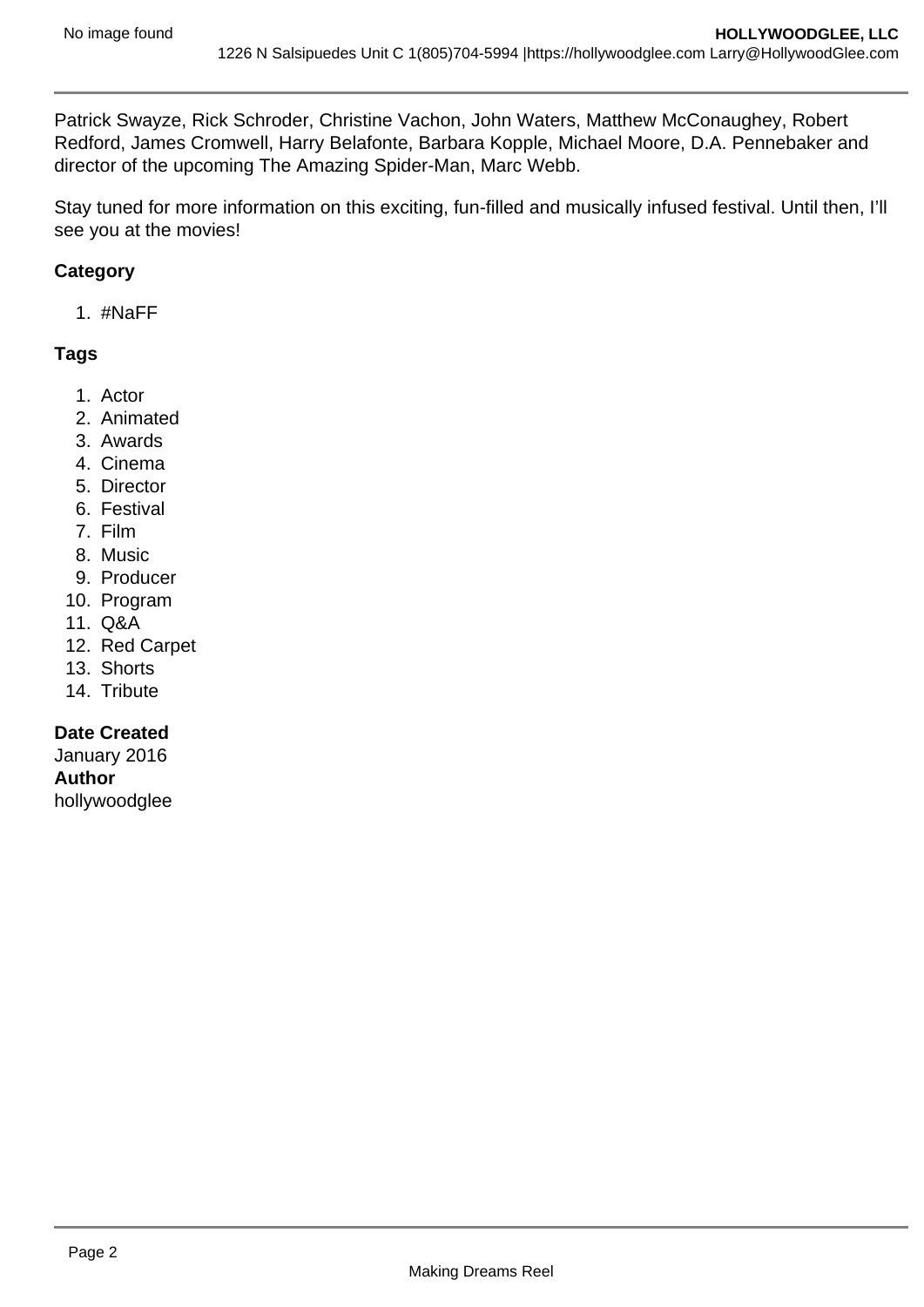Patrick Swayze, Rick Schroder, Christine Vachon, John Waters, Matthew McConaughey, Robert Redford, James Cromwell, Harry Belafonte, Barbara Kopple, Michael Moore, D.A. Pennebaker and director of the upcoming The Amazing Spider-Man, Marc Webb.

Stay tuned for more information on this exciting, fun-filled and musically infused festival. Until then, I'll see you at the movies!

**Category**

1. #NaFF

**Tags**

1. Actor
2. Animated
3. Awards
4. Cinema
5. Director
6. Festival
7. Film
8. Music
9. Producer
10. Program
11. Q&A
12. Red Carpet
13. Shorts
14. Tribute

**Date Created**
January 2016
**Author**
hollywoodglee